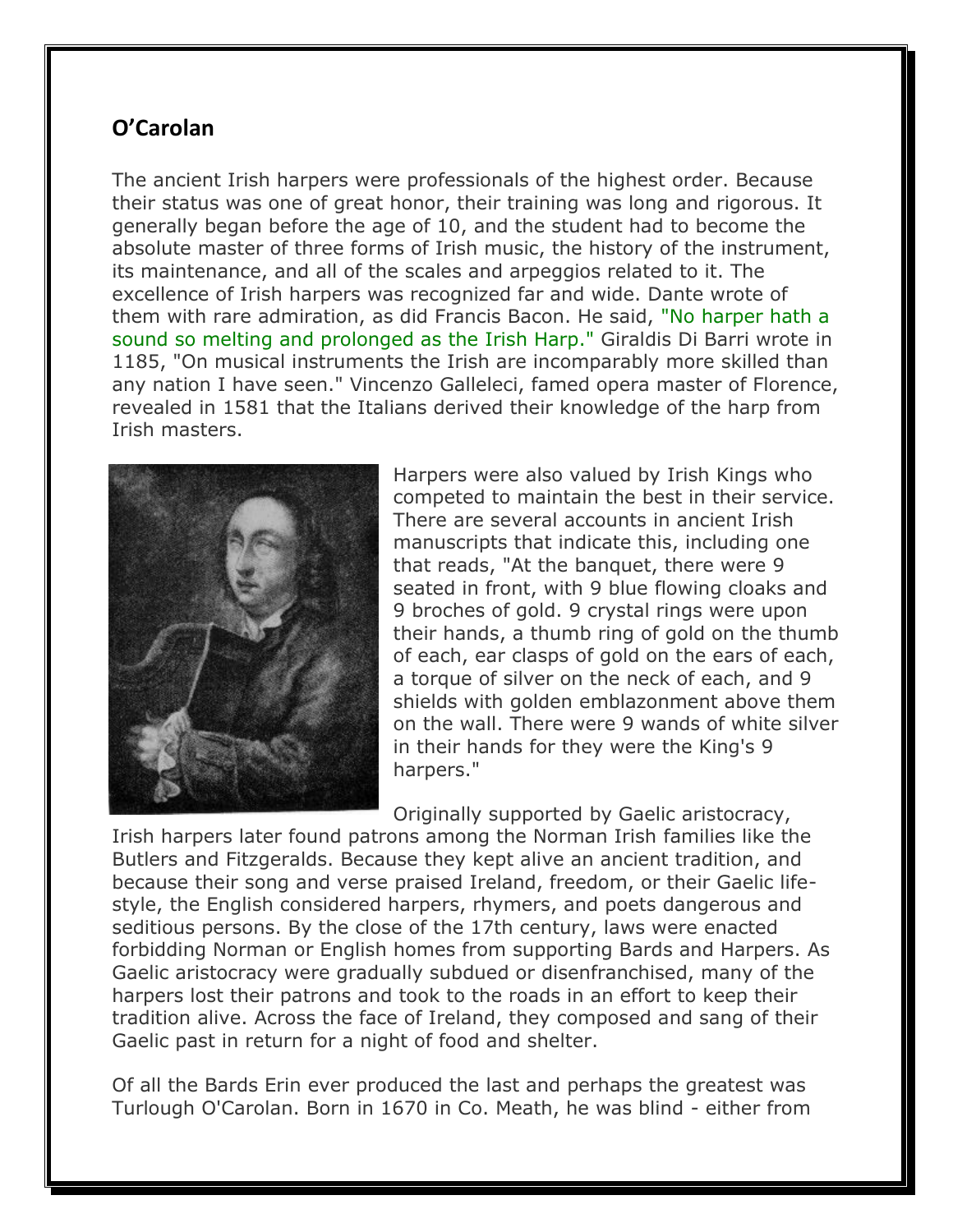## O'Carolan

The ancient Irish harpers were professionals of the highest order. Because their status was one of great honor, their training was long and rigorous. It generally began before the age of 10, and the student had to become the absolute master of three forms of Irish music, the history of the instrument, its maintenance, and all of the scales and arpeggios related to it. The excellence of Irish harpers was recognized far and wide. Dante wrote of them with rare admiration, as did Francis Bacon. He said, "No harper hath a sound so melting and prolonged as the Irish Harp." Giraldis Di Barri wrote in 1185, "On musical instruments the Irish are incomparably more skilled than any nation I have seen." Vincenzo Galleleci, famed opera master of Florence, revealed in 1581 that the Italians derived their knowledge of the harp from Irish masters.

Harpers were also valued by Irish Kings who competed to maintain the best in their service. There are several accounts in ancient Irish manuscripts that indicate this, including one that reads, "At the banquet, there were 9 seated in front, with 9 blue flowing cloaks and 9 broches of gold. 9 crystal rings were upon their hands, a thumb ring of gold on the thumb of each, ear clasps of gold on the ears of each, a torque of silver on the neck of each, and 9 shields with golden emblazonment above them on the wall. There were 9 wands of white silver in their hands for they were the King's 9 harpers."

Originally supported by Gaelic aristocracy, Irish harpers later found patrons among the Norman Irish families like the Butlers and Fitzgeralds. Because they kept alive an ancient tradition, and because their song and verse praised Ireland, freedom, or their Gaelic life-style, the English considered harpers, rhymers, and poets dangerous and seditious persons. By the close of the 17th century, laws were enacted forbidding Norman or English homes from supporting Bards and Harpers. As Gaelic aristocracy were gradually subdued or disenfranchised, many of the harpers lost their patrons and took to the roads in an effort to keep their tradition alive. Across the face of Ireland, they composed and sang of their Gaelic past in return for a night of food and shelter.

Of all the Bards Erin ever produced the last and perhaps the greatest was Turlough O'Carolan. Born in 1670 in Co. Meath, he was blind - either from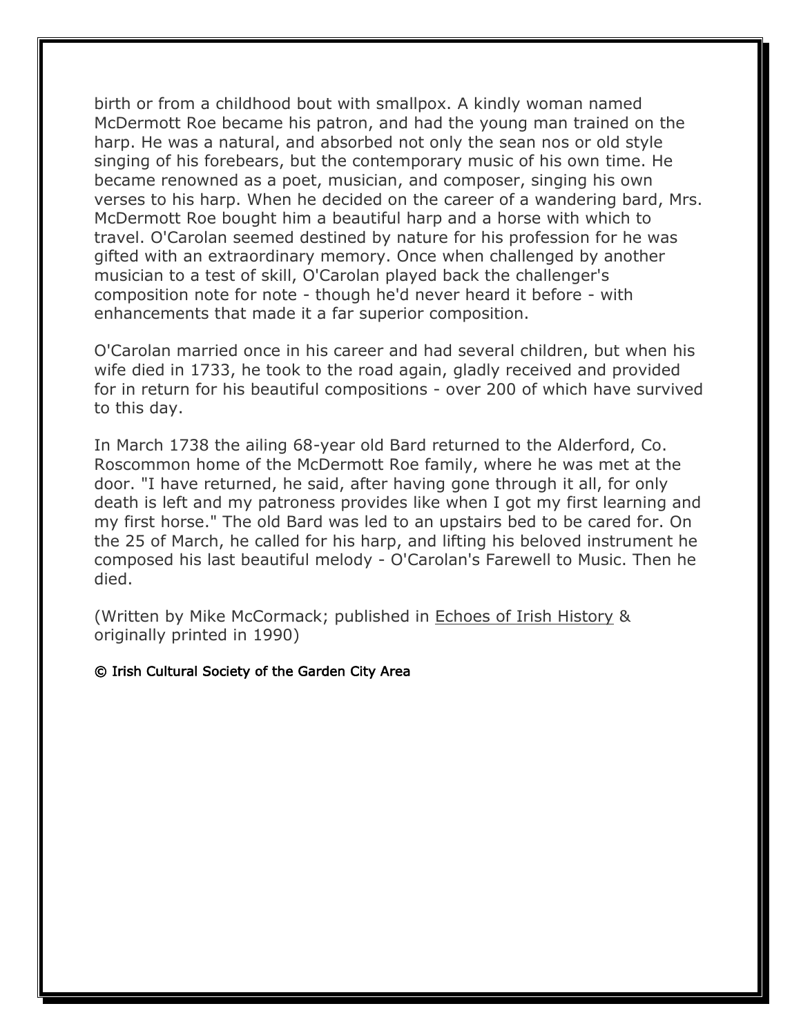birth or from a childhood bout with smallpox. A kindly woman named McDermott Roe became his patron, and had the young man trained on the harp. He was a natural, and absorbed not only the sean nos or old style singing of his forebears, but the contemporary music of his own time. He became renowned as a poet, musician, and composer, singing his own verses to his harp. When he decided on the career of a wandering bard, Mrs. McDermott Roe bought him a beautiful harp and a horse with which to travel. O'Carolan seemed destined by nature for his profession for he was gifted with an extraordinary memory. Once when challenged by another musician to a test of skill, O'Carolan played back the challenger's composition note for note - though he'd never heard it before - with enhancements that made it a far superior composition.

O'Carolan married once in his career and had several children, but when his wife died in 1733, he took to the road again, gladly received and provided for in return for his beautiful compositions - over 200 of which have survived to this day.

In March 1738 the ailing 68-year old Bard returned to the Alderford, Co. Roscommon home of the McDermott Roe family, where he was met at the door. "I have returned, he said, after having gone through it all, for only death is left and my patroness provides like when I got my first learning and my first horse." The old Bard was led to an upstairs bed to be cared for. On the 25 of March, he called for his harp, and lifting his beloved instrument he composed his last beautiful melody - O'Carolan's Farewell to Music. Then he died.

(Written by Mike McCormack; published in Echoes of Irish History & originally printed in 1990)

© Irish Cultural Society of the Garden City Area